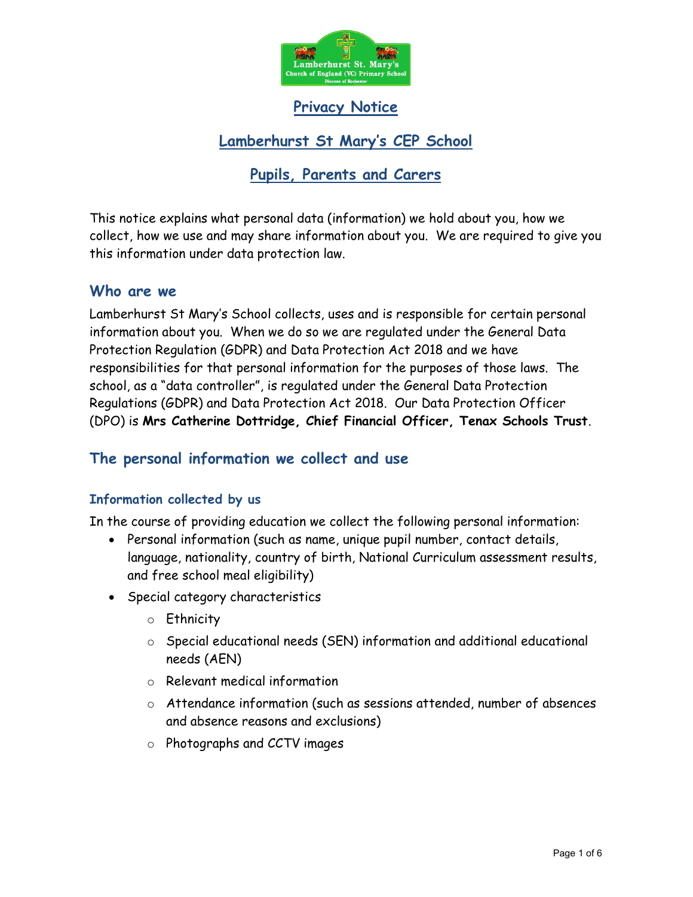# Privacy Notice

## Lamberhurst St Mary's CEP School

## Pupils, Parents and Carers

This notice explains what personal data (information) we hold about you, how we collect, how we use and may share information about you. We are required to give you this information under data protection law.

## Who are we

Lamberhurst St Mary's School collects, uses and is responsible for certain personal information about you. When we do so we are regulated under the General Data Protection Regulation (GDPR) and Data Protection Act 2018 and we have responsibilities for that personal information for the purposes of those laws. The school, as a "data controller", is regulated under the General Data Protection Regulations (GDPR) and Data Protection Act 2018. Our Data Protection Officer (DPO) is **Mrs Catherine Dottridge, Chief Financial Officer, Tenax Schools Trust**.

## The personal information we collect and use

### Information collected by us

In the course of providing education we collect the following personal information:

- Personal information (such as name, unique pupil number, contact details, language, nationality, country of birth, National Curriculum assessment results, and free school meal eligibility)
- Special category characteristics
  - Ethnicity
  - Special educational needs (SEN) information and additional educational needs (AEN)
  - Relevant medical information
  - Attendance information (such as sessions attended, number of absences and absence reasons and exclusions)
  - Photographs and CCTV images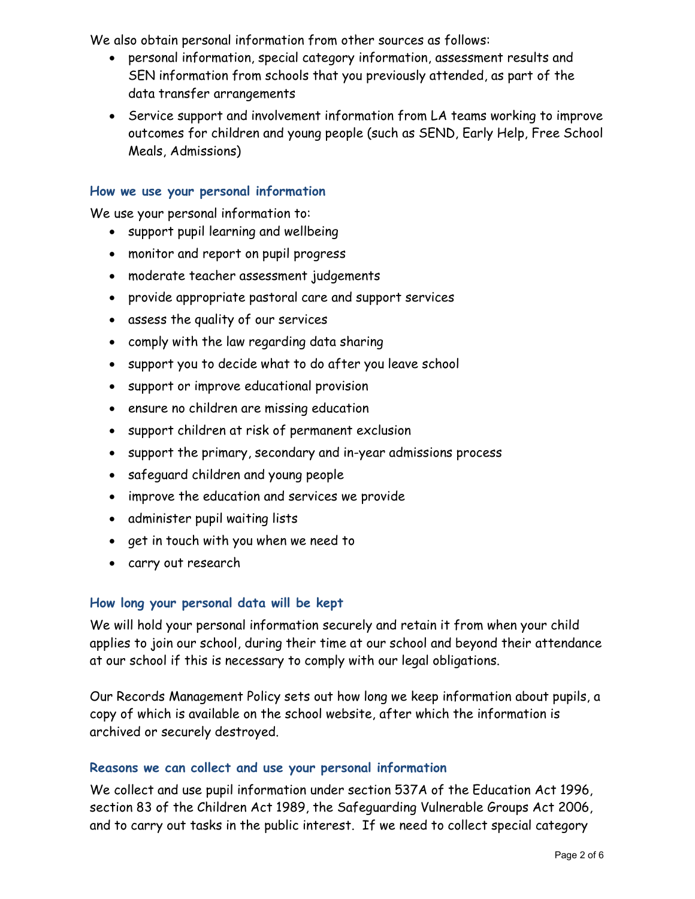We also obtain personal information from other sources as follows:

- personal information, special category information, assessment results and SEN information from schools that you previously attended, as part of the data transfer arrangements
- Service support and involvement information from LA teams working to improve outcomes for children and young people (such as SEND, Early Help, Free School Meals, Admissions)

### How we use your personal information

We use your personal information to:

- support pupil learning and wellbeing
- monitor and report on pupil progress
- moderate teacher assessment judgements
- provide appropriate pastoral care and support services
- assess the quality of our services
- comply with the law regarding data sharing
- support you to decide what to do after you leave school
- support or improve educational provision
- ensure no children are missing education
- support children at risk of permanent exclusion
- support the primary, secondary and in-year admissions process
- safeguard children and young people
- improve the education and services we provide
- administer pupil waiting lists
- get in touch with you when we need to
- carry out research

### How long your personal data will be kept

We will hold your personal information securely and retain it from when your child applies to join our school, during their time at our school and beyond their attendance at our school if this is necessary to comply with our legal obligations.

Our Records Management Policy sets out how long we keep information about pupils, a copy of which is available on the school website, after which the information is archived or securely destroyed.

### Reasons we can collect and use your personal information

We collect and use pupil information under section 537A of the Education Act 1996, section 83 of the Children Act 1989, the Safeguarding Vulnerable Groups Act 2006, and to carry out tasks in the public interest. If we need to collect special category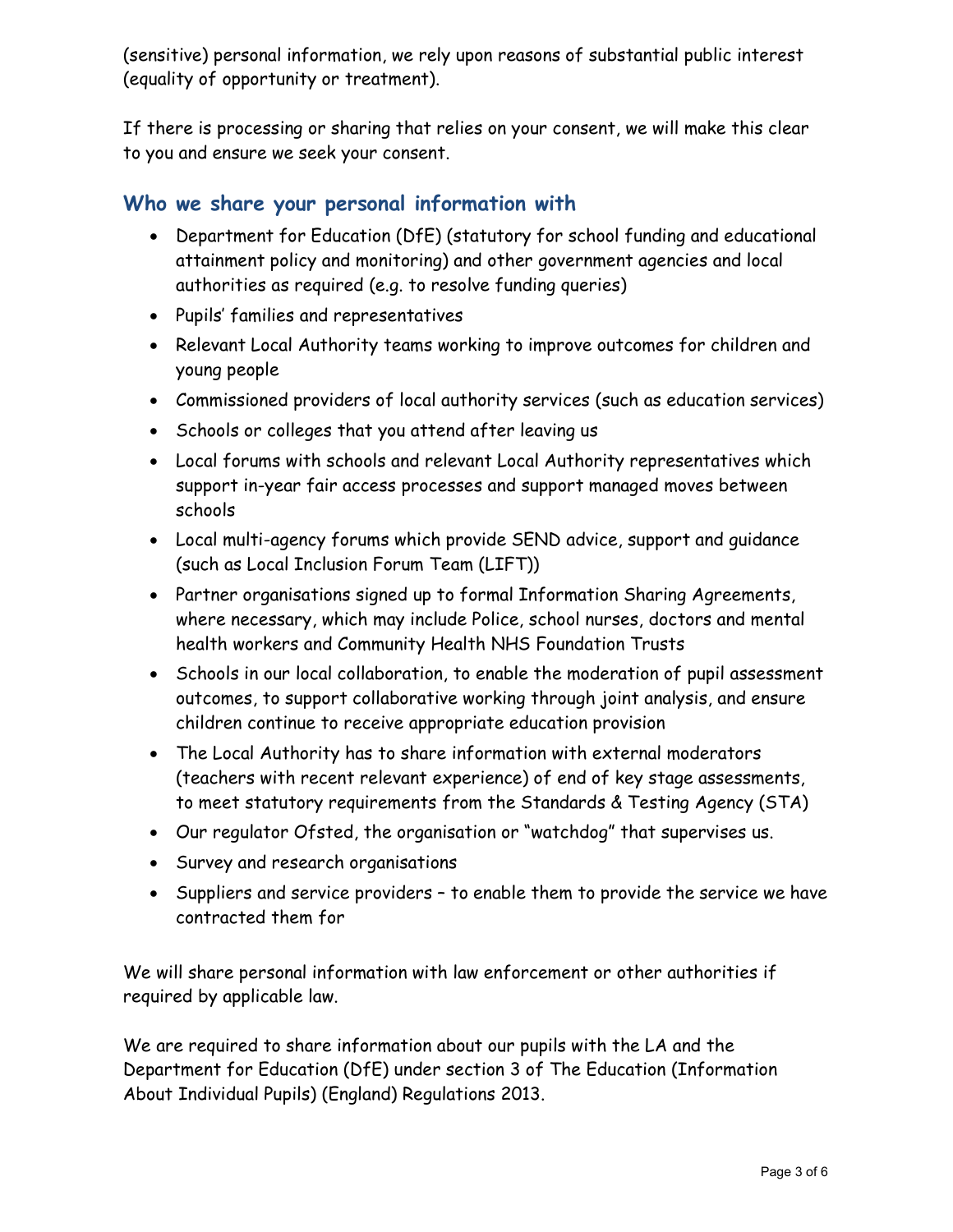(sensitive) personal information, we rely upon reasons of substantial public interest (equality of opportunity or treatment).

If there is processing or sharing that relies on your consent, we will make this clear to you and ensure we seek your consent.

## Who we share your personal information with

- Department for Education (DfE) (statutory for school funding and educational attainment policy and monitoring) and other government agencies and local authorities as required (e.g. to resolve funding queries)
- Pupils' families and representatives
- Relevant Local Authority teams working to improve outcomes for children and young people
- Commissioned providers of local authority services (such as education services)
- Schools or colleges that you attend after leaving us
- Local forums with schools and relevant Local Authority representatives which support in-year fair access processes and support managed moves between schools
- Local multi-agency forums which provide SEND advice, support and guidance (such as Local Inclusion Forum Team (LIFT))
- Partner organisations signed up to formal Information Sharing Agreements, where necessary, which may include Police, school nurses, doctors and mental health workers and Community Health NHS Foundation Trusts
- Schools in our local collaboration, to enable the moderation of pupil assessment outcomes, to support collaborative working through joint analysis, and ensure children continue to receive appropriate education provision
- The Local Authority has to share information with external moderators (teachers with recent relevant experience) of end of key stage assessments, to meet statutory requirements from the Standards & Testing Agency (STA)
- Our regulator Ofsted, the organisation or "watchdog" that supervises us.
- Survey and research organisations
- Suppliers and service providers – to enable them to provide the service we have contracted them for

We will share personal information with law enforcement or other authorities if required by applicable law.

We are required to share information about our pupils with the LA and the Department for Education (DfE) under section 3 of The Education (Information About Individual Pupils) (England) Regulations 2013.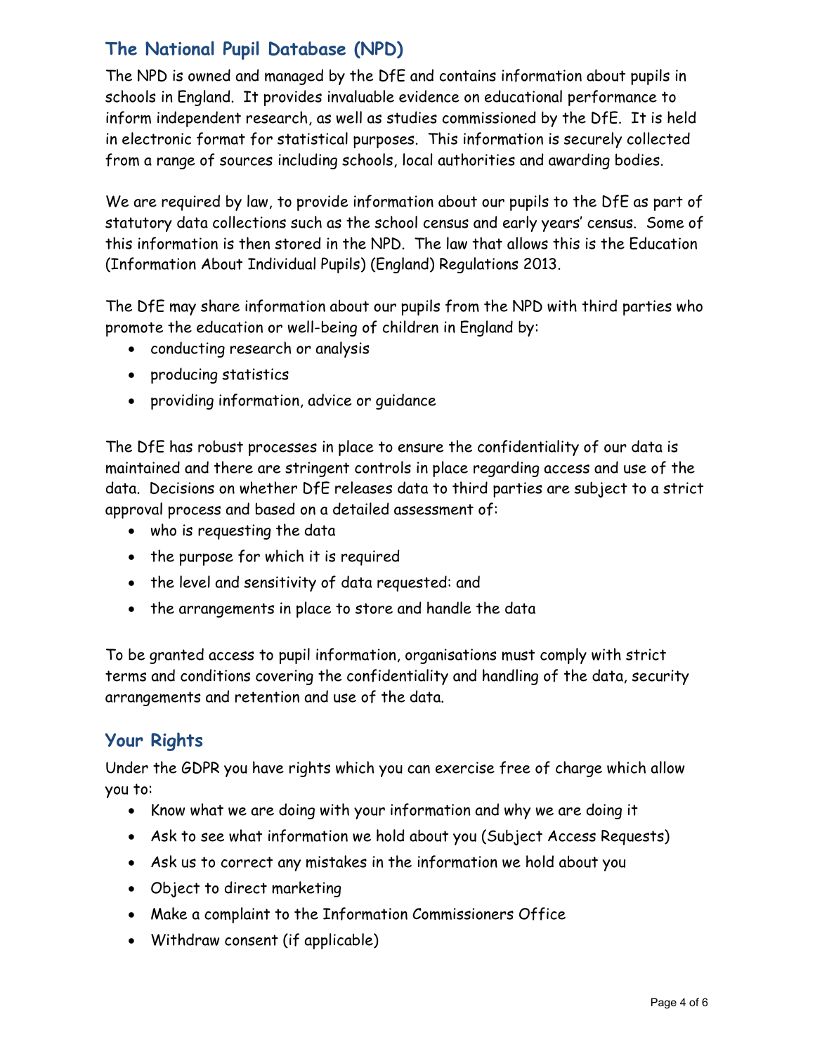## The National Pupil Database (NPD)

The NPD is owned and managed by the DfE and contains information about pupils in schools in England. It provides invaluable evidence on educational performance to inform independent research, as well as studies commissioned by the DfE. It is held in electronic format for statistical purposes. This information is securely collected from a range of sources including schools, local authorities and awarding bodies.

We are required by law, to provide information about our pupils to the DfE as part of statutory data collections such as the school census and early years' census. Some of this information is then stored in the NPD. The law that allows this is the Education (Information About Individual Pupils) (England) Regulations 2013.

The DfE may share information about our pupils from the NPD with third parties who promote the education or well-being of children in England by:

- conducting research or analysis
- producing statistics
- providing information, advice or guidance

The DfE has robust processes in place to ensure the confidentiality of our data is maintained and there are stringent controls in place regarding access and use of the data. Decisions on whether DfE releases data to third parties are subject to a strict approval process and based on a detailed assessment of:

- who is requesting the data
- the purpose for which it is required
- the level and sensitivity of data requested: and
- the arrangements in place to store and handle the data

To be granted access to pupil information, organisations must comply with strict terms and conditions covering the confidentiality and handling of the data, security arrangements and retention and use of the data.

## Your Rights

Under the GDPR you have rights which you can exercise free of charge which allow you to:

- Know what we are doing with your information and why we are doing it
- Ask to see what information we hold about you (Subject Access Requests)
- Ask us to correct any mistakes in the information we hold about you
- Object to direct marketing
- Make a complaint to the Information Commissioners Office
- Withdraw consent (if applicable)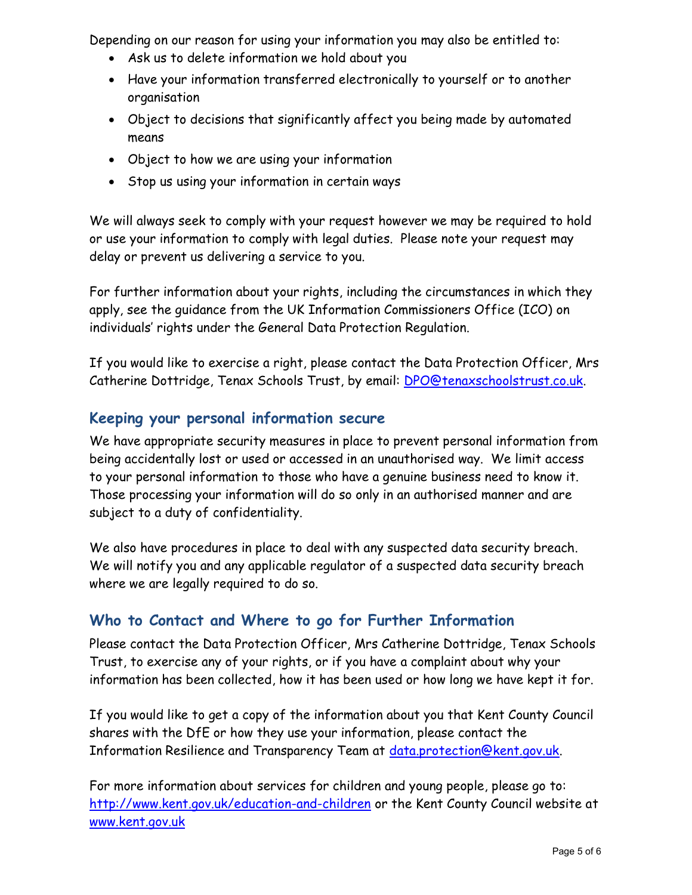Depending on our reason for using your information you may also be entitled to:

- Ask us to delete information we hold about you
- Have your information transferred electronically to yourself or to another organisation
- Object to decisions that significantly affect you being made by automated means
- Object to how we are using your information
- Stop us using your information in certain ways

We will always seek to comply with your request however we may be required to hold or use your information to comply with legal duties. Please note your request may delay or prevent us delivering a service to you.

For further information about your rights, including the circumstances in which they apply, see the guidance from the UK Information Commissioners Office (ICO) on individuals' rights under the General Data Protection Regulation.

If you would like to exercise a right, please contact the Data Protection Officer, Mrs Catherine Dottridge, Tenax Schools Trust, by email: [DPO@tenaxschoolstrust.co.uk](mailto:DPO@tenaxschoolstrust.co.uk).

## Keeping your personal information secure

We have appropriate security measures in place to prevent personal information from being accidentally lost or used or accessed in an unauthorised way. We limit access to your personal information to those who have a genuine business need to know it. Those processing your information will do so only in an authorised manner and are subject to a duty of confidentiality.

We also have procedures in place to deal with any suspected data security breach. We will notify you and any applicable regulator of a suspected data security breach where we are legally required to do so.

## Who to Contact and Where to go for Further Information

Please contact the Data Protection Officer, Mrs Catherine Dottridge, Tenax Schools Trust, to exercise any of your rights, or if you have a complaint about why your information has been collected, how it has been used or how long we have kept it for.

If you would like to get a copy of the information about you that Kent County Council shares with the DfE or how they use your information, please contact the Information Resilience and Transparency Team at [data.protection@kent.gov.uk](mailto:data.protection@kent.gov.uk).

For more information about services for children and young people, please go to: [http://www.kent.gov.uk/education-and-children](http://www.kent.gov.uk/education-and-children) or the Kent County Council website at [www.kent.gov.uk](http://www.kent.gov.uk)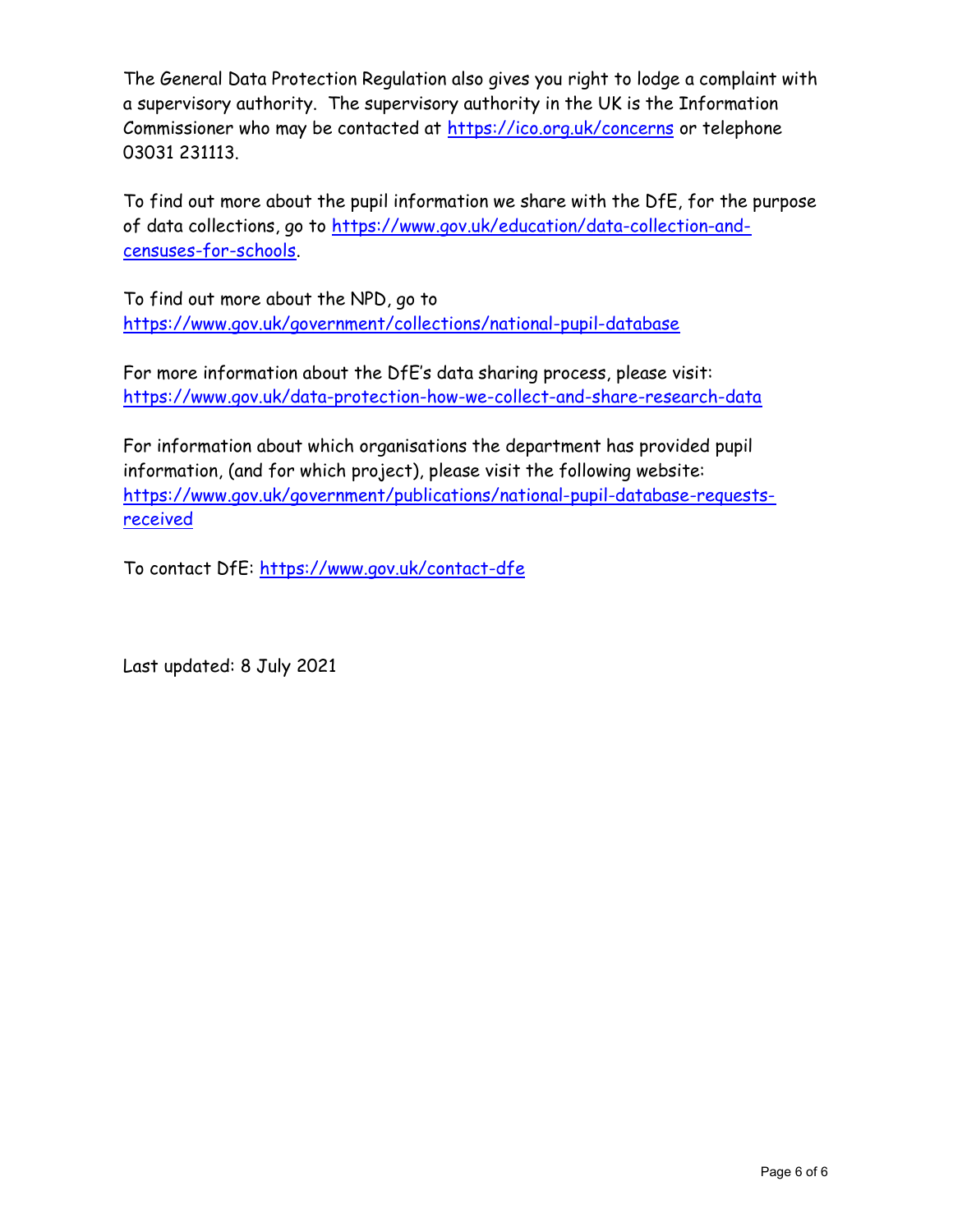The General Data Protection Regulation also gives you right to lodge a complaint with a supervisory authority. The supervisory authority in the UK is the Information Commissioner who may be contacted at https://ico.org.uk/concerns or telephone 03031 231113.

To find out more about the pupil information we share with the DfE, for the purpose of data collections, go to https://www.gov.uk/education/data-collection-and-censuses-for-schools.

To find out more about the NPD, go to https://www.gov.uk/government/collections/national-pupil-database

For more information about the DfE's data sharing process, please visit: https://www.gov.uk/data-protection-how-we-collect-and-share-research-data

For information about which organisations the department has provided pupil information, (and for which project), please visit the following website: https://www.gov.uk/government/publications/national-pupil-database-requests-received

To contact DfE: https://www.gov.uk/contact-dfe

Last updated: 8 July 2021